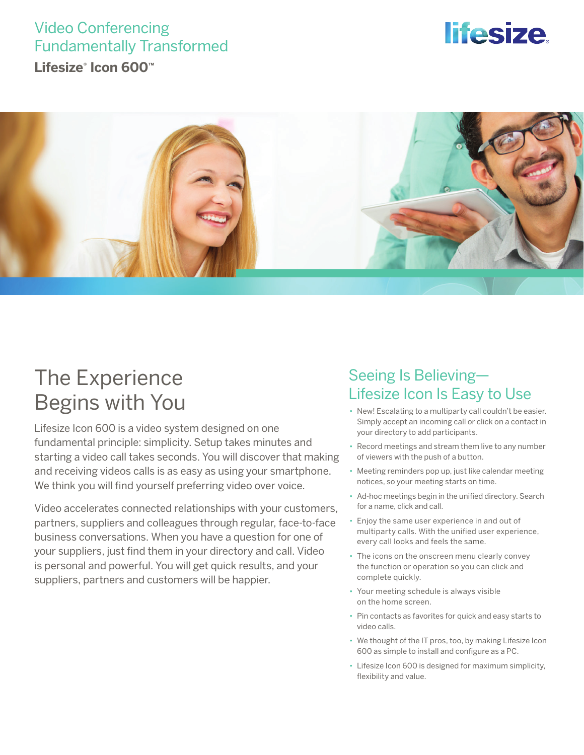# Video Conferencing Fundamentally Transformed

**Lifesize® Icon 600™**

## The Experience Begins with You

Lifesize Icon 600 is a video system designed on one fundamental principle: simplicity. Setup takes minutes and starting a video call takes seconds. You will discover that making and receiving videos calls is as easy as using your smartphone. We think you will find yourself preferring video over voice.

Video accelerates connected relationships with your customers, partners, suppliers and colleagues through regular, face-to-face business conversations. When you have a question for one of your suppliers, just find them in your directory and call. Video is personal and powerful. You will get quick results, and your suppliers, partners and customers will be happier.

## Seeing Is Believing—Lifesize Icon Is Easy to Use

- New! Escalating to a multiparty call couldn't be easier. Simply accept an incoming call or click on a contact in your directory to add participants.
- Record meetings and stream them live to any number of viewers with the push of a button.
- Meeting reminders pop up, just like calendar meeting notices, so your meeting starts on time.
- Ad-hoc meetings begin in the unified directory. Search for a name, click and call.
- Enjoy the same user experience in and out of multiparty calls. With the unified user experience, every call looks and feels the same.
- The icons on the onscreen menu clearly convey the function or operation so you can click and complete quickly.
- Your meeting schedule is always visible on the home screen.
- Pin contacts as favorites for quick and easy starts to video calls.
- We thought of the IT pros, too, by making Lifesize Icon 600 as simple to install and configure as a PC.
- Lifesize Icon 600 is designed for maximum simplicity, flexibility and value.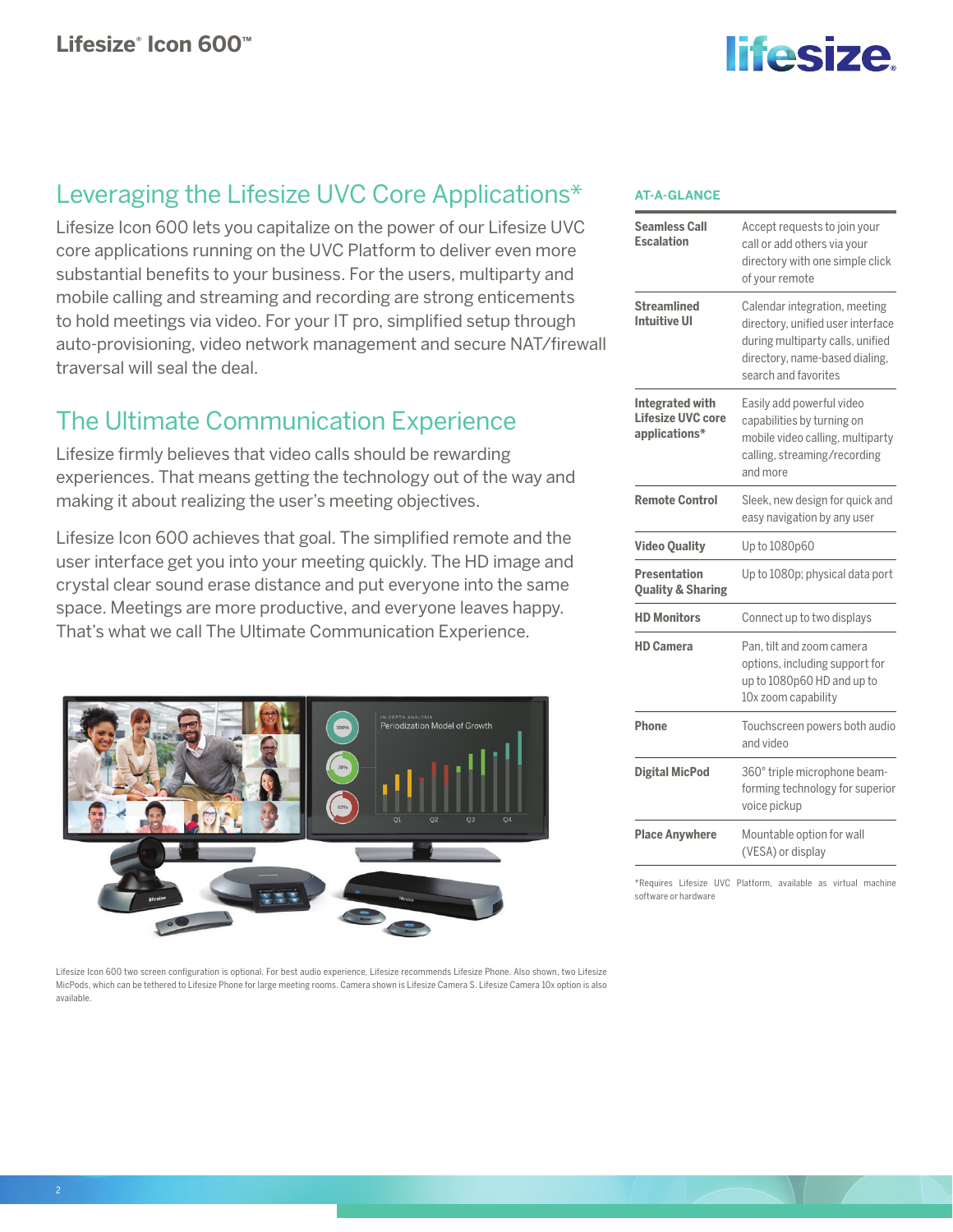## Leveraging the Lifesize UVC Core Applications*

Lifesize Icon 600 lets you capitalize on the power of our Lifesize UVC core applications running on the UVC Platform to deliver even more substantial benefits to your business. For the users, multiparty and mobile calling and streaming and recording are strong enticements to hold meetings via video. For your IT pro, simplified setup through auto-provisioning, video network management and secure NAT/firewall traversal will seal the deal.

## The Ultimate Communication Experience

Lifesize firmly believes that video calls should be rewarding experiences. That means getting the technology out of the way and making it about realizing the user's meeting objectives.

Lifesize Icon 600 achieves that goal. The simplified remote and the user interface get you into your meeting quickly. The HD image and crystal clear sound erase distance and put everyone into the same space. Meetings are more productive, and everyone leaves happy. That's what we call The Ultimate Communication Experience.

Lifesize Icon 600 two screen configuration is optional. For best audio experience, Lifesize recommends Lifesize Phone. Also shown, two Lifesize MicPods, which can be tethered to Lifesize Phone for large meeting rooms. Camera shown is Lifesize Camera S. Lifesize Camera 10x option is also available.

### AT-A-GLANCE

| | |
|---|---|
| **Seamless Call Escalation** | Accept requests to join your call or add others via your directory with one simple click of your remote |
| **Streamlined Intuitive UI** | Calendar integration, meeting directory, unified user interface during multiparty calls, unified directory, name-based dialing, search and favorites |
| **Integrated with Lifesize UVC core applications*** | Easily add powerful video capabilities by turning on mobile video calling, multiparty calling, streaming/recording and more |
| **Remote Control** | Sleek, new design for quick and easy navigation by any user |
| **Video Quality** | Up to 1080p60 |
| **Presentation Quality & Sharing** | Up to 1080p; physical data port |
| **HD Monitors** | Connect up to two displays |
| **HD Camera** | Pan, tilt and zoom camera options, including support for up to 1080p60 HD and up to 10x zoom capability |
| **Phone** | Touchscreen powers both audio and video |
| **Digital MicPod** | 360° triple microphone beam-forming technology for superior voice pickup |
| **Place Anywhere** | Mountable option for wall (VESA) or display |

*Requires Lifesize UVC Platform, available as virtual machine software or hardware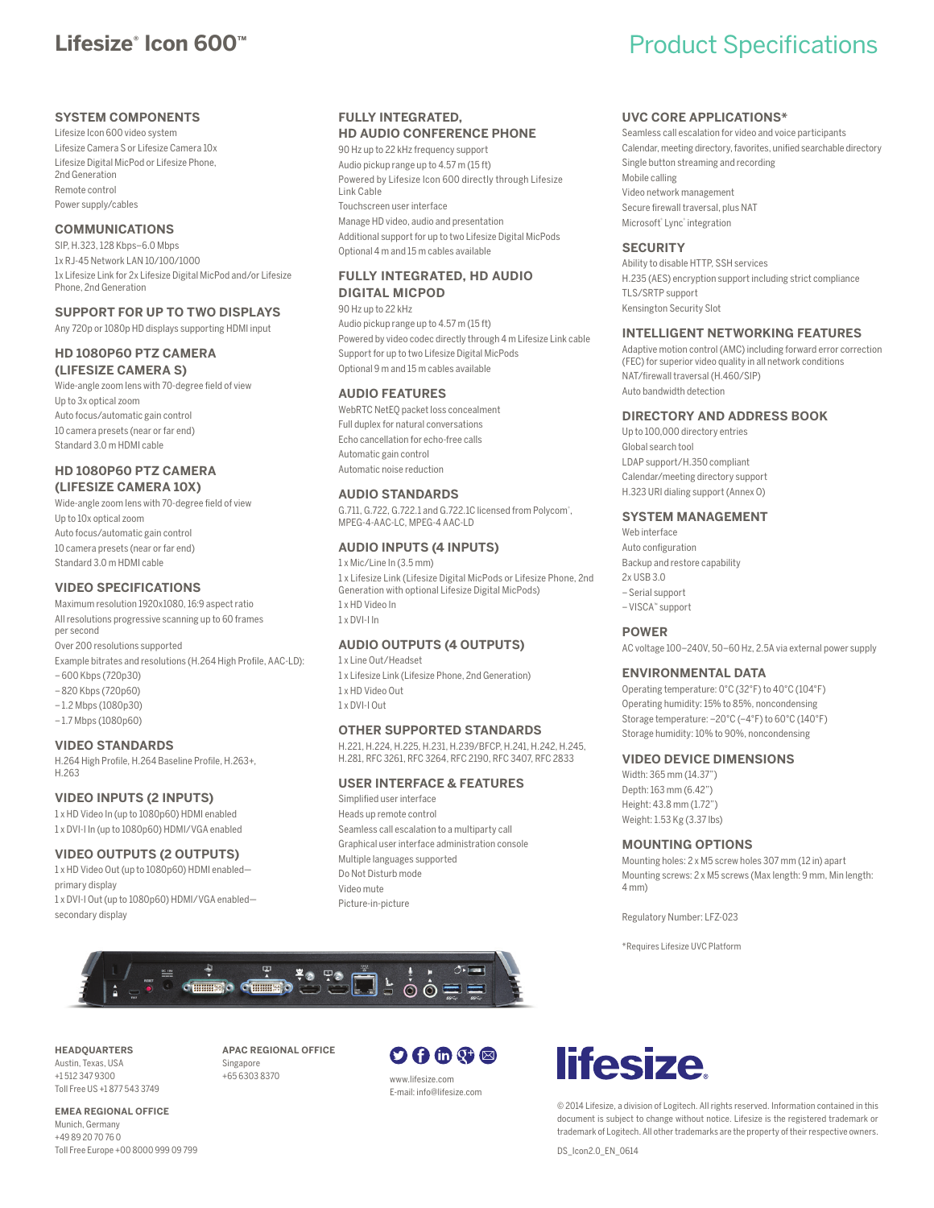# Lifesize® Icon 600™

# Product Specifications

## SYSTEM COMPONENTS

Lifesize Icon 600 video system
Lifesize Camera S or Lifesize Camera 10x
Lifesize Digital MicPod or Lifesize Phone, 2nd Generation
Remote control
Power supply/cables

## COMMUNICATIONS

SIP, H.323, 128 Kbps–6.0 Mbps
1x RJ-45 Network LAN 10/100/1000
1x Lifesize Link for 2x Lifesize Digital MicPod and/or Lifesize Phone, 2nd Generation

## SUPPORT FOR UP TO TWO DISPLAYS

Any 720p or 1080p HD displays supporting HDMI input

## HD 1080P60 PTZ CAMERA (LIFESIZE CAMERA S)

Wide-angle zoom lens with 70-degree field of view
Up to 3x optical zoom
Auto focus/automatic gain control
10 camera presets (near or far end)
Standard 3.0 m HDMI cable

## HD 1080P60 PTZ CAMERA (LIFESIZE CAMERA 10X)

Wide-angle zoom lens with 70-degree field of view
Up to 10x optical zoom
Auto focus/automatic gain control
10 camera presets (near or far end)
Standard 3.0 m HDMI cable

## VIDEO SPECIFICATIONS

Maximum resolution 1920x1080, 16:9 aspect ratio
All resolutions progressive scanning up to 60 frames per second
Over 200 resolutions supported
Example bitrates and resolutions (H.264 High Profile, AAC-LD):
– 600 Kbps (720p30)
– 820 Kbps (720p60)
– 1.2 Mbps (1080p30)
– 1.7 Mbps (1080p60)

## VIDEO STANDARDS

H.264 High Profile, H.264 Baseline Profile, H.263+, H.263

## VIDEO INPUTS (2 INPUTS)

1 x HD Video In (up to 1080p60) HDMI enabled
1 x DVI-I In (up to 1080p60) HDMI/VGA enabled

## VIDEO OUTPUTS (2 OUTPUTS)

1 x HD Video Out (up to 1080p60) HDMI enabled—primary display
1 x DVI-I Out (up to 1080p60) HDMI/VGA enabled—secondary display

## FULLY INTEGRATED, HD AUDIO CONFERENCE PHONE

90 Hz up to 22 kHz frequency support
Audio pickup range up to 4.57 m (15 ft)
Powered by Lifesize Icon 600 directly through Lifesize Link Cable
Touchscreen user interface
Manage HD video, audio and presentation
Additional support for up to two Lifesize Digital MicPods
Optional 4 m and 15 m cables available

## FULLY INTEGRATED, HD AUDIO DIGITAL MICPOD

90 Hz up to 22 kHz
Audio pickup range up to 4.57 m (15 ft)
Powered by video codec directly through 4 m Lifesize Link cable
Support for up to two Lifesize Digital MicPods
Optional 9 m and 15 m cables available

## AUDIO FEATURES

WebRTC NetEQ packet loss concealment
Full duplex for natural conversations
Echo cancellation for echo-free calls
Automatic gain control
Automatic noise reduction

## AUDIO STANDARDS

G.711, G.722, G.722.1 and G.722.1C licensed from Polycom®, MPEG-4-AAC-LC, MPEG-4 AAC-LD

## AUDIO INPUTS (4 INPUTS)

1 x Mic/Line In (3.5 mm)
1 x Lifesize Link (Lifesize Digital MicPods or Lifesize Phone, 2nd Generation with optional Lifesize Digital MicPods)
1 x HD Video In
1 x DVI-I In

## AUDIO OUTPUTS (4 OUTPUTS)

1 x Line Out/Headset
1 x Lifesize Link (Lifesize Phone, 2nd Generation)
1 x HD Video Out
1 x DVI-I Out

## OTHER SUPPORTED STANDARDS

H.221, H.224, H.225, H.231, H.239/BFCP, H.241, H.242, H.245, H.281, RFC 3261, RFC 3264, RFC 2190, RFC 3407, RFC 2833

## USER INTERFACE & FEATURES

Simplified user interface
Heads up remote control
Seamless call escalation to a multiparty call
Graphical user interface administration console
Multiple languages supported
Do Not Disturb mode
Video mute
Picture-in-picture

## UVC CORE APPLICATIONS*

Seamless call escalation for video and voice participants
Calendar, meeting directory, favorites, unified searchable directory
Single button streaming and recording
Mobile calling
Video network management
Secure firewall traversal, plus NAT
Microsoft® Lync® integration

## SECURITY

Ability to disable HTTP, SSH services
H.235 (AES) encryption support including strict compliance
TLS/SRTP support
Kensington Security Slot

## INTELLIGENT NETWORKING FEATURES

Adaptive motion control (AMC) including forward error correction (FEC) for superior video quality in all network conditions
NAT/firewall traversal (H.460/SIP)
Auto bandwidth detection

## DIRECTORY AND ADDRESS BOOK

Up to 100,000 directory entries
Global search tool
LDAP support/H.350 compliant
Calendar/meeting directory support
H.323 URI dialing support (Annex O)

## SYSTEM MANAGEMENT

Web interface
Auto configuration
Backup and restore capability
2x USB 3.0
– Serial support
– VISCA™ support

## POWER

AC voltage 100–240V, 50–60 Hz, 2.5A via external power supply

## ENVIRONMENTAL DATA

Operating temperature: 0°C (32°F) to 40°C (104°F)
Operating humidity: 15% to 85%, noncondensing
Storage temperature: –20°C (–4°F) to 60°C (140°F)
Storage humidity: 10% to 90%, noncondensing

## VIDEO DEVICE DIMENSIONS

Width: 365 mm (14.37")
Depth: 163 mm (6.42")
Height: 43.8 mm (1.72")
Weight: 1.53 Kg (3.37 lbs)

## MOUNTING OPTIONS

Mounting holes: 2 x M5 screw holes 307 mm (12 in) apart
Mounting screws: 2 x M5 screws (Max length: 9 mm, Min length: 4 mm)

Regulatory Number: LFZ-023

*Requires Lifesize UVC Platform

**HEADQUARTERS**
Austin, Texas, USA
+1 512 347 9300
Toll Free US +1 877 543 3749

**EMEA REGIONAL OFFICE**
Munich, Germany
+49 89 20 70 76 0
Toll Free Europe +00 8000 999 09 799

**APAC REGIONAL OFFICE**
Singapore
+65 6303 8370

www.lifesize.com
E-mail: info@lifesize.com

lifesize.

© 2014 Lifesize, a division of Logitech. All rights reserved. Information contained in this document is subject to change without notice. Lifesize is the registered trademark or trademark of Logitech. All other trademarks are the property of their respective owners.

DS_Icon2.0_EN_0614